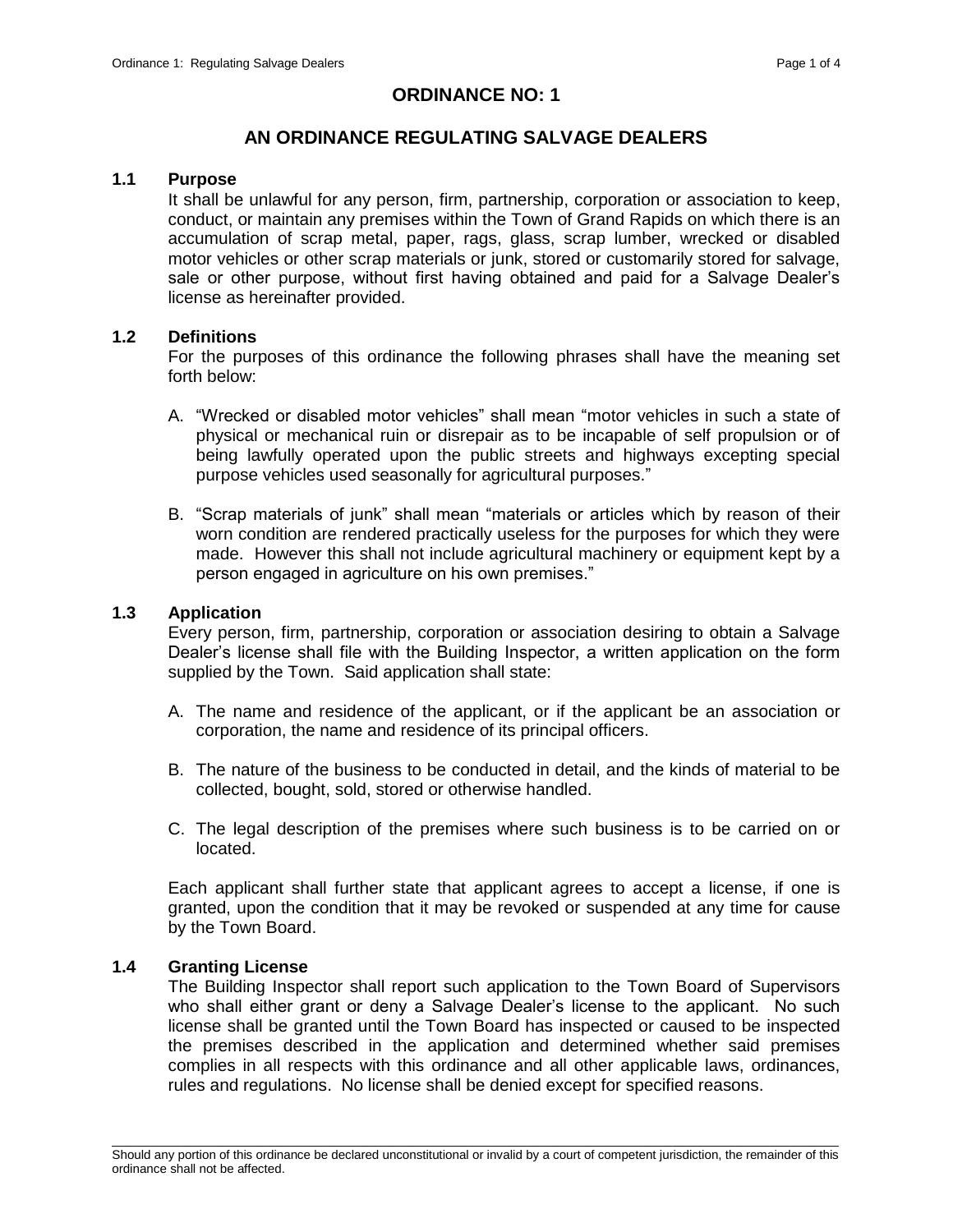# ORDINANCE NO: 1

## AN ORDINANCE REGULATING SALVAGE DEALERS

### 1.1 Purpose

It shall be unlawful for any person, firm, partnership, corporation or association to keep, conduct, or maintain any premises within the Town of Grand Rapids on which there is an accumulation of scrap metal, paper, rags, glass, scrap lumber, wrecked or disabled motor vehicles or other scrap materials or junk, stored or customarily stored for salvage, sale or other purpose, without first having obtained and paid for a Salvage Dealer's license as hereinafter provided.

### 1.2 Definitions

For the purposes of this ordinance the following phrases shall have the meaning set forth below:

A. "Wrecked or disabled motor vehicles" shall mean "motor vehicles in such a state of physical or mechanical ruin or disrepair as to be incapable of self propulsion or of being lawfully operated upon the public streets and highways excepting special purpose vehicles used seasonally for agricultural purposes."

B. "Scrap materials of junk" shall mean "materials or articles which by reason of their worn condition are rendered practically useless for the purposes for which they were made. However this shall not include agricultural machinery or equipment kept by a person engaged in agriculture on his own premises."

### 1.3 Application

Every person, firm, partnership, corporation or association desiring to obtain a Salvage Dealer's license shall file with the Building Inspector, a written application on the form supplied by the Town. Said application shall state:

A. The name and residence of the applicant, or if the applicant be an association or corporation, the name and residence of its principal officers.

B. The nature of the business to be conducted in detail, and the kinds of material to be collected, bought, sold, stored or otherwise handled.

C. The legal description of the premises where such business is to be carried on or located.

Each applicant shall further state that applicant agrees to accept a license, if one is granted, upon the condition that it may be revoked or suspended at any time for cause by the Town Board.

### 1.4 Granting License

The Building Inspector shall report such application to the Town Board of Supervisors who shall either grant or deny a Salvage Dealer's license to the applicant. No such license shall be granted until the Town Board has inspected or caused to be inspected the premises described in the application and determined whether said premises complies in all respects with this ordinance and all other applicable laws, ordinances, rules and regulations. No license shall be denied except for specified reasons.

Should any portion of this ordinance be declared unconstitutional or invalid by a court of competent jurisdiction, the remainder of this ordinance shall not be affected.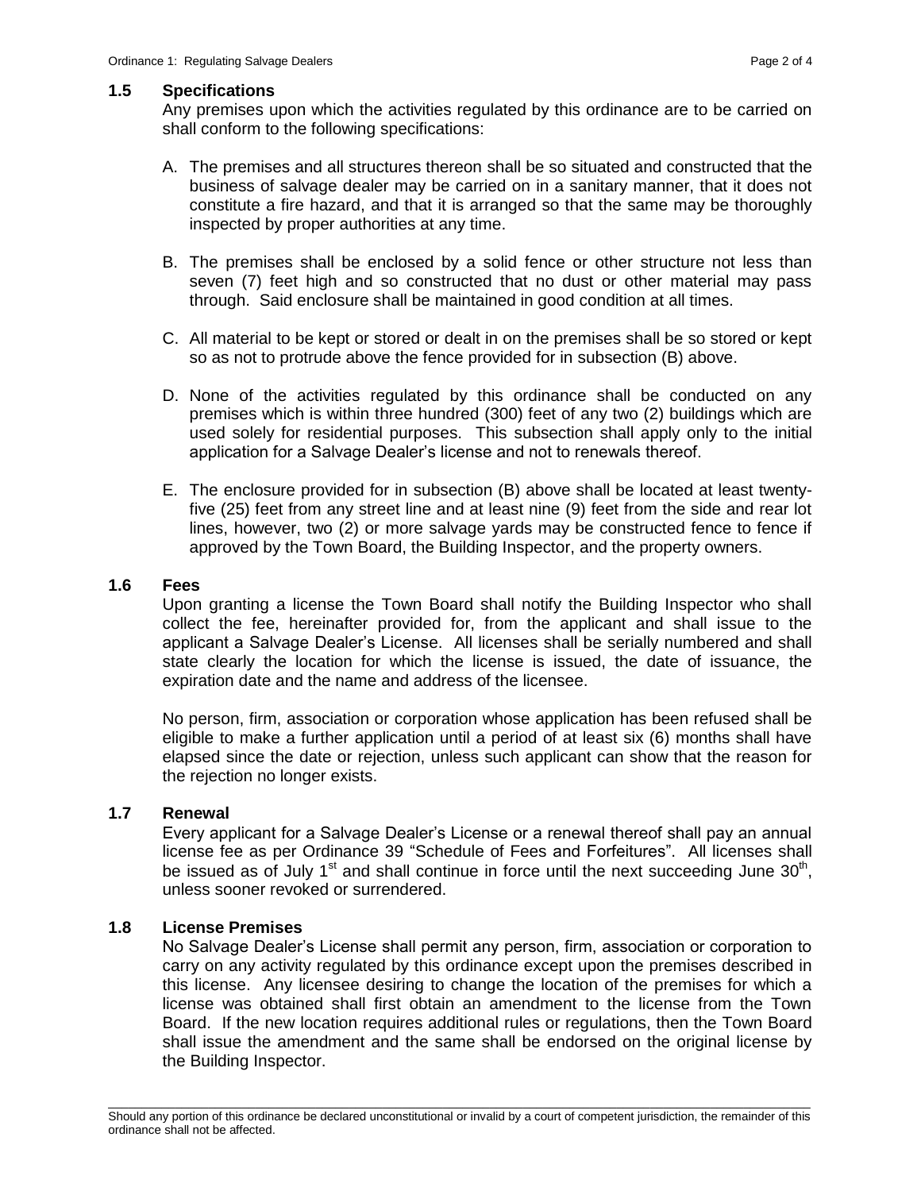### 1.5 Specifications

Any premises upon which the activities regulated by this ordinance are to be carried on shall conform to the following specifications:

A. The premises and all structures thereon shall be so situated and constructed that the business of salvage dealer may be carried on in a sanitary manner, that it does not constitute a fire hazard, and that it is arranged so that the same may be thoroughly inspected by proper authorities at any time.

B. The premises shall be enclosed by a solid fence or other structure not less than seven (7) feet high and so constructed that no dust or other material may pass through. Said enclosure shall be maintained in good condition at all times.

C. All material to be kept or stored or dealt in on the premises shall be so stored or kept so as not to protrude above the fence provided for in subsection (B) above.

D. None of the activities regulated by this ordinance shall be conducted on any premises which is within three hundred (300) feet of any two (2) buildings which are used solely for residential purposes. This subsection shall apply only to the initial application for a Salvage Dealer's license and not to renewals thereof.

E. The enclosure provided for in subsection (B) above shall be located at least twenty-five (25) feet from any street line and at least nine (9) feet from the side and rear lot lines, however, two (2) or more salvage yards may be constructed fence to fence if approved by the Town Board, the Building Inspector, and the property owners.

### 1.6 Fees

Upon granting a license the Town Board shall notify the Building Inspector who shall collect the fee, hereinafter provided for, from the applicant and shall issue to the applicant a Salvage Dealer's License. All licenses shall be serially numbered and shall state clearly the location for which the license is issued, the date of issuance, the expiration date and the name and address of the licensee.

No person, firm, association or corporation whose application has been refused shall be eligible to make a further application until a period of at least six (6) months shall have elapsed since the date or rejection, unless such applicant can show that the reason for the rejection no longer exists.

### 1.7 Renewal

Every applicant for a Salvage Dealer's License or a renewal thereof shall pay an annual license fee as per Ordinance 39 "Schedule of Fees and Forfeitures". All licenses shall be issued as of July 1st and shall continue in force until the next succeeding June 30th, unless sooner revoked or surrendered.

### 1.8 License Premises

No Salvage Dealer's License shall permit any person, firm, association or corporation to carry on any activity regulated by this ordinance except upon the premises described in this license. Any licensee desiring to change the location of the premises for which a license was obtained shall first obtain an amendment to the license from the Town Board. If the new location requires additional rules or regulations, then the Town Board shall issue the amendment and the same shall be endorsed on the original license by the Building Inspector.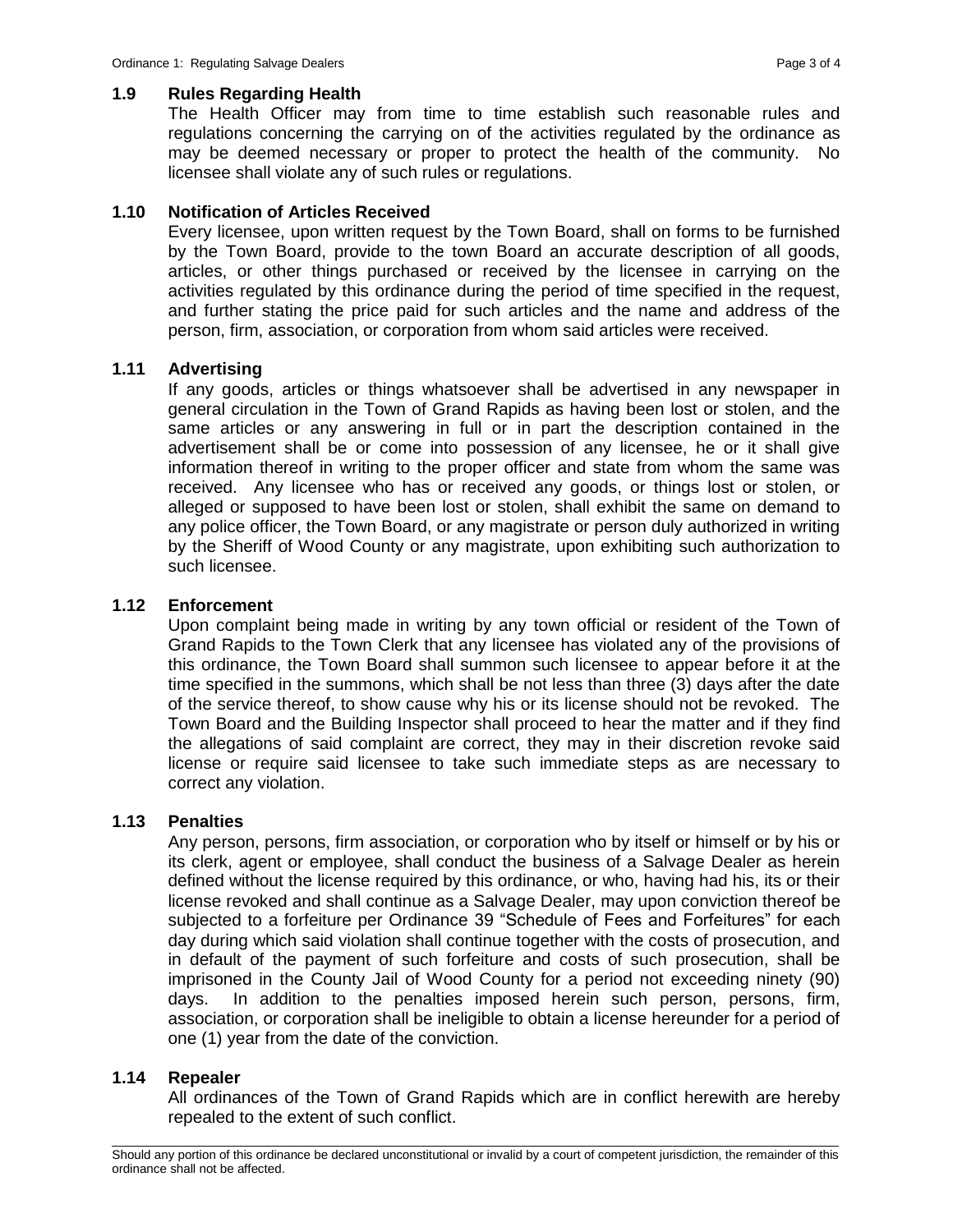### 1.9 Rules Regarding Health

The Health Officer may from time to time establish such reasonable rules and regulations concerning the carrying on of the activities regulated by the ordinance as may be deemed necessary or proper to protect the health of the community. No licensee shall violate any of such rules or regulations.

### 1.10 Notification of Articles Received

Every licensee, upon written request by the Town Board, shall on forms to be furnished by the Town Board, provide to the town Board an accurate description of all goods, articles, or other things purchased or received by the licensee in carrying on the activities regulated by this ordinance during the period of time specified in the request, and further stating the price paid for such articles and the name and address of the person, firm, association, or corporation from whom said articles were received.

### 1.11 Advertising

If any goods, articles or things whatsoever shall be advertised in any newspaper in general circulation in the Town of Grand Rapids as having been lost or stolen, and the same articles or any answering in full or in part the description contained in the advertisement shall be or come into possession of any licensee, he or it shall give information thereof in writing to the proper officer and state from whom the same was received. Any licensee who has or received any goods, or things lost or stolen, or alleged or supposed to have been lost or stolen, shall exhibit the same on demand to any police officer, the Town Board, or any magistrate or person duly authorized in writing by the Sheriff of Wood County or any magistrate, upon exhibiting such authorization to such licensee.

### 1.12 Enforcement

Upon complaint being made in writing by any town official or resident of the Town of Grand Rapids to the Town Clerk that any licensee has violated any of the provisions of this ordinance, the Town Board shall summon such licensee to appear before it at the time specified in the summons, which shall be not less than three (3) days after the date of the service thereof, to show cause why his or its license should not be revoked. The Town Board and the Building Inspector shall proceed to hear the matter and if they find the allegations of said complaint are correct, they may in their discretion revoke said license or require said licensee to take such immediate steps as are necessary to correct any violation.

### 1.13 Penalties

Any person, persons, firm association, or corporation who by itself or himself or by his or its clerk, agent or employee, shall conduct the business of a Salvage Dealer as herein defined without the license required by this ordinance, or who, having had his, its or their license revoked and shall continue as a Salvage Dealer, may upon conviction thereof be subjected to a forfeiture per Ordinance 39 "Schedule of Fees and Forfeitures" for each day during which said violation shall continue together with the costs of prosecution, and in default of the payment of such forfeiture and costs of such prosecution, shall be imprisoned in the County Jail of Wood County for a period not exceeding ninety (90) days. In addition to the penalties imposed herein such person, persons, firm, association, or corporation shall be ineligible to obtain a license hereunder for a period of one (1) year from the date of the conviction.

### 1.14 Repealer

All ordinances of the Town of Grand Rapids which are in conflict herewith are hereby repealed to the extent of such conflict.

Should any portion of this ordinance be declared unconstitutional or invalid by a court of competent jurisdiction, the remainder of this ordinance shall not be affected.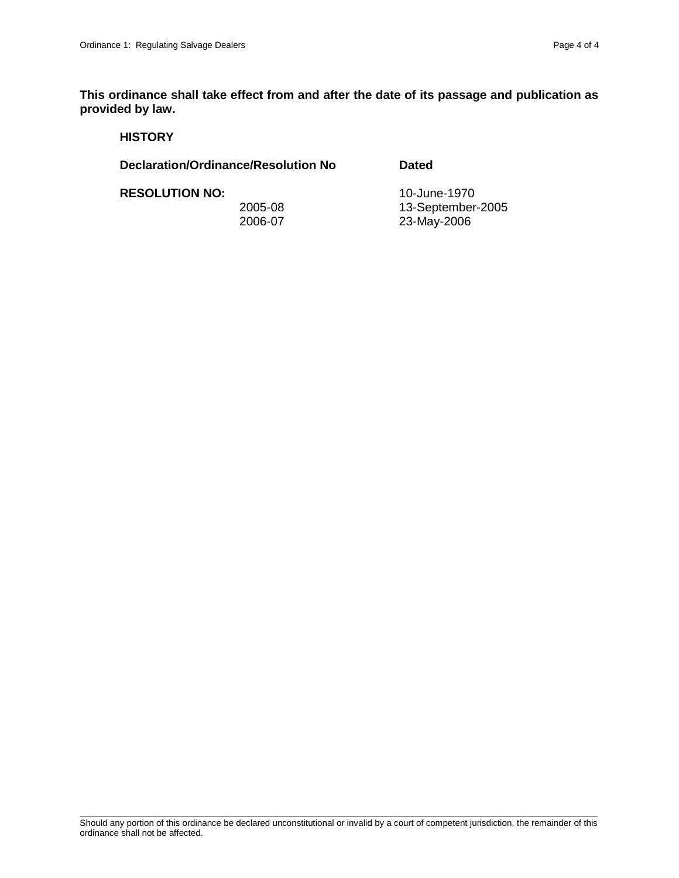**This ordinance shall take effect from and after the date of its passage and publication as provided by law.**

**HISTORY**

| Declaration/Ordinance/Resolution No | | Dated |
|---|---|---|
| **RESOLUTION NO:** | | 10-June-1970 |
| | 2005-08 | 13-September-2005 |
| | 2006-07 | 23-May-2006 |

Should any portion of this ordinance be declared unconstitutional or invalid by a court of competent jurisdiction, the remainder of this ordinance shall not be affected.